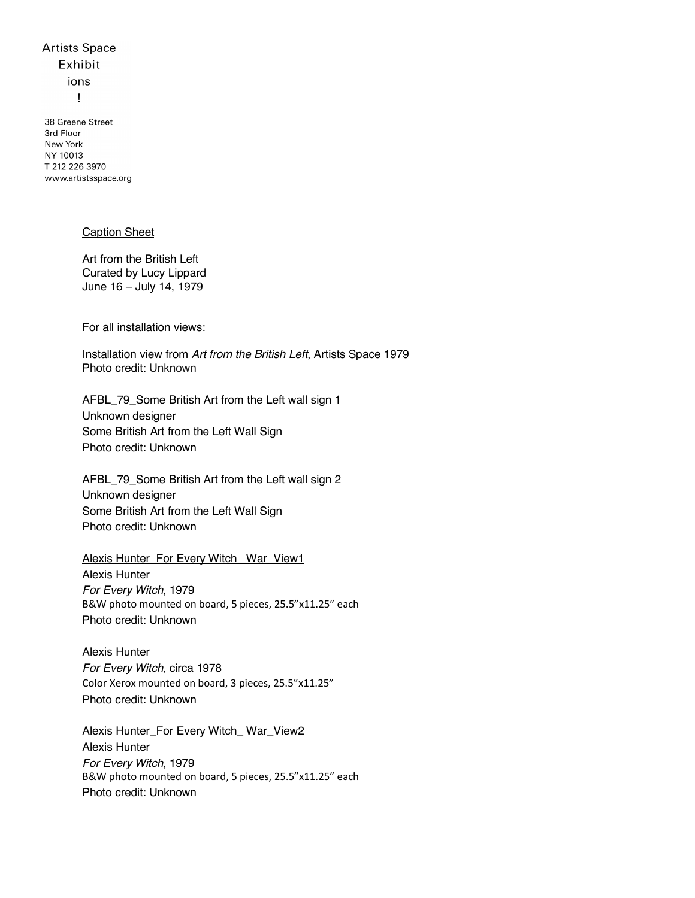Artists Space
Exhibit
ions
!

38 Greene Street
3rd Floor
New York
NY 10013
T 212 226 3970
www.artistsspace.org

Caption Sheet

Art from the British Left
Curated by Lucy Lippard
June 16 – July 14, 1979

For all installation views:

Installation view from *Art from the British Left*, Artists Space 1979
Photo credit: Unknown

AFBL_79_Some British Art from the Left wall sign 1
Unknown designer
Some British Art from the Left Wall Sign
Photo credit: Unknown

AFBL_79_Some British Art from the Left wall sign 2
Unknown designer
Some British Art from the Left Wall Sign
Photo credit: Unknown

Alexis Hunter_For Every Witch_ War_View1
Alexis Hunter
*For Every Witch*, 1979
B&W photo mounted on board, 5 pieces, 25.5"x11.25" each
Photo credit: Unknown

Alexis Hunter
*For Every Witch*, circa 1978
Color Xerox mounted on board, 3 pieces, 25.5"x11.25"
Photo credit: Unknown

Alexis Hunter_For Every Witch_ War_View2
Alexis Hunter
*For Every Witch*, 1979
B&W photo mounted on board, 5 pieces, 25.5"x11.25" each
Photo credit: Unknown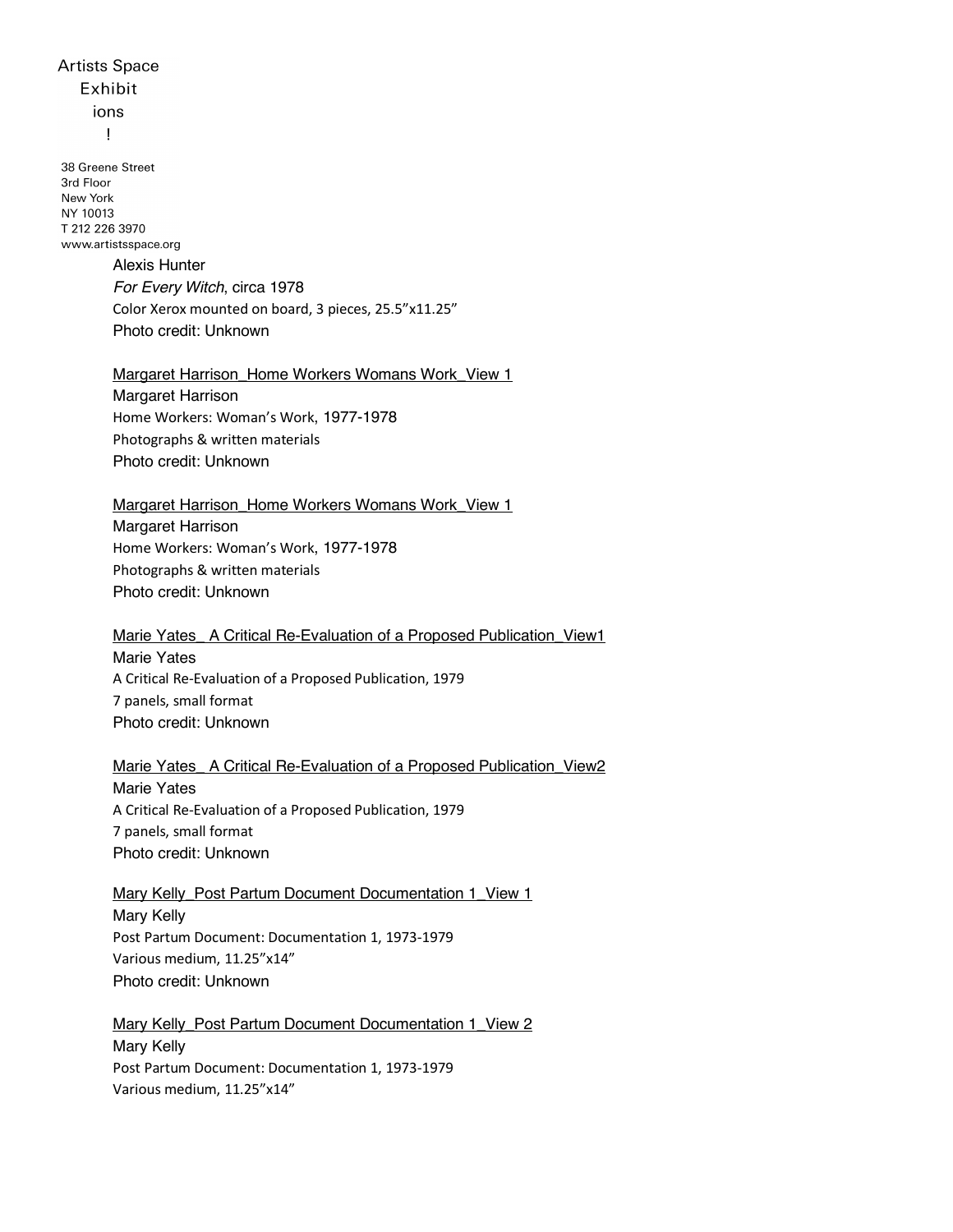Alexis Hunter
*For Every Witch*, circa 1978
Color Xerox mounted on board, 3 pieces, 25.5"x11.25"
Photo credit: Unknown

Margaret Harrison_Home Workers Womans Work_View 1
Margaret Harrison
Home Workers: Woman's Work, 1977-1978
Photographs & written materials
Photo credit: Unknown

Margaret Harrison_Home Workers Womans Work_View 1
Margaret Harrison
Home Workers: Woman's Work, 1977-1978
Photographs & written materials
Photo credit: Unknown

Marie Yates_ A Critical Re-Evaluation of a Proposed Publication_View1
Marie Yates
A Critical Re-Evaluation of a Proposed Publication, 1979
7 panels, small format
Photo credit: Unknown

Marie Yates_ A Critical Re-Evaluation of a Proposed Publication_View2
Marie Yates
A Critical Re-Evaluation of a Proposed Publication, 1979
7 panels, small format
Photo credit: Unknown

Mary Kelly_Post Partum Document Documentation 1_View 1
Mary Kelly
Post Partum Document: Documentation 1, 1973-1979
Various medium, 11.25"x14"
Photo credit: Unknown

Mary Kelly_Post Partum Document Documentation 1_View 2
Mary Kelly
Post Partum Document: Documentation 1, 1973-1979
Various medium, 11.25"x14"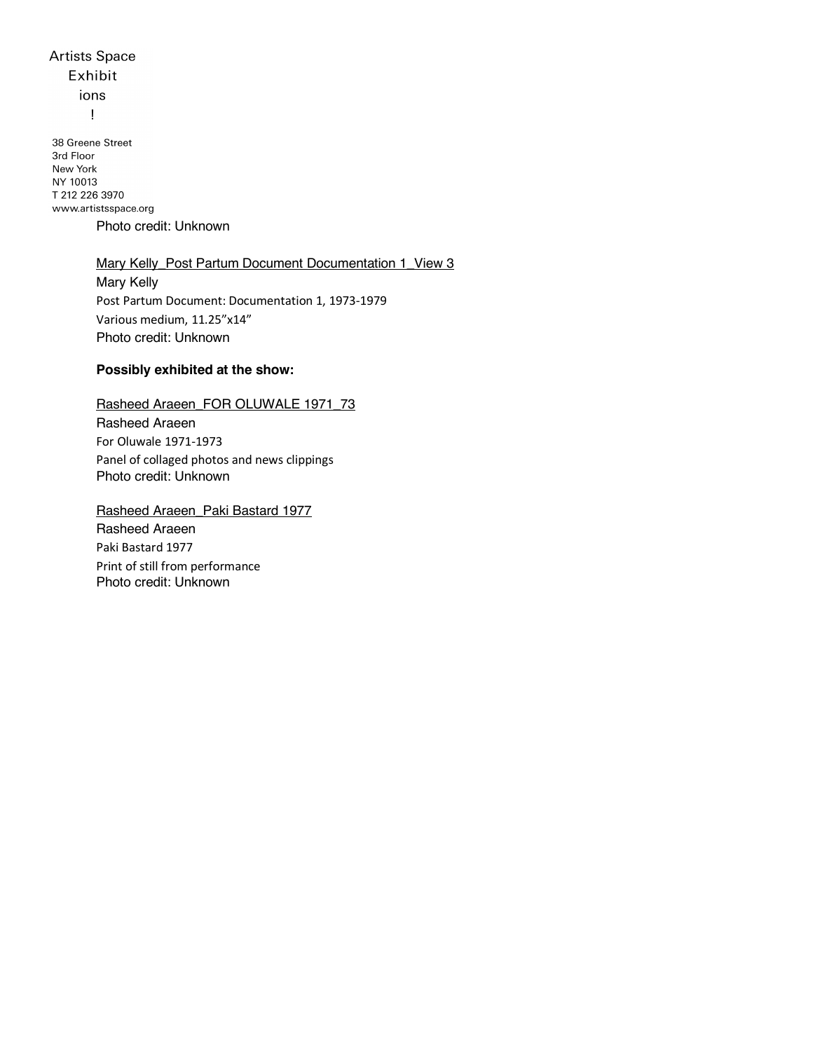Photo credit: Unknown

Mary Kelly_Post Partum Document Documentation 1_View 3
Mary Kelly
Post Partum Document: Documentation 1, 1973-1979
Various medium, 11.25"x14"
Photo credit: Unknown

**Possibly exhibited at the show:**

Rasheed Araeen_FOR OLUWALE 1971_73
Rasheed Araeen
For Oluwale 1971-1973
Panel of collaged photos and news clippings
Photo credit: Unknown

Rasheed Araeen_Paki Bastard 1977
Rasheed Araeen
Paki Bastard 1977
Print of still from performance
Photo credit: Unknown